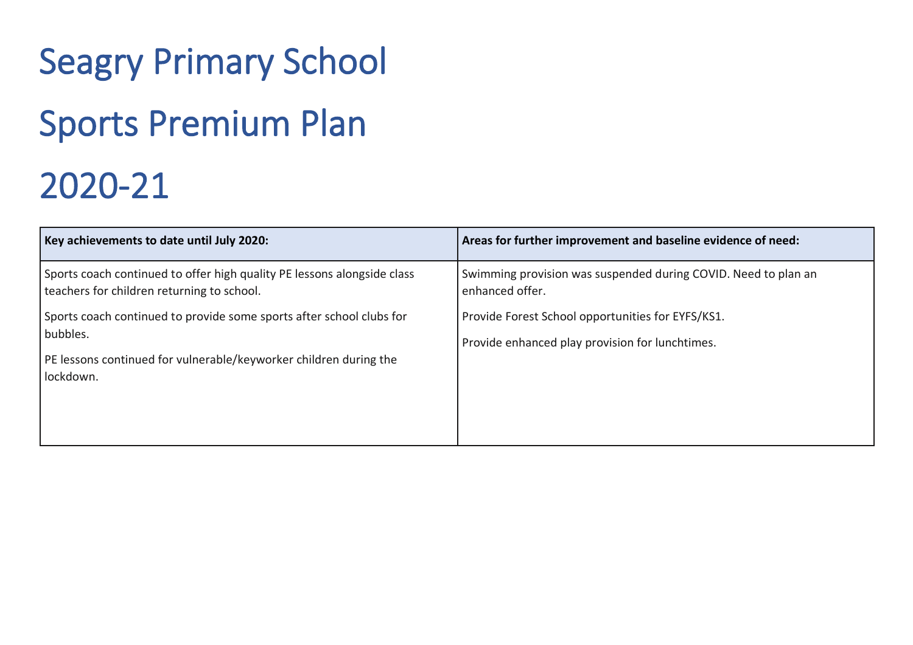# Seagry Primary School

# Sports Premium Plan

# 2020-21

| Key achievements to date until July 2020: | Areas for further improvement and baseline evidence of need: |
| --- | --- |
| Sports coach continued to offer high quality PE lessons alongside class teachers for children returning to school.<br><br>Sports coach continued to provide some sports after school clubs for bubbles.<br><br>PE lessons continued for vulnerable/keyworker children during the lockdown. | Swimming provision was suspended during COVID. Need to plan an enhanced offer.<br><br>Provide Forest School opportunities for EYFS/KS1.<br><br>Provide enhanced play provision for lunchtimes. |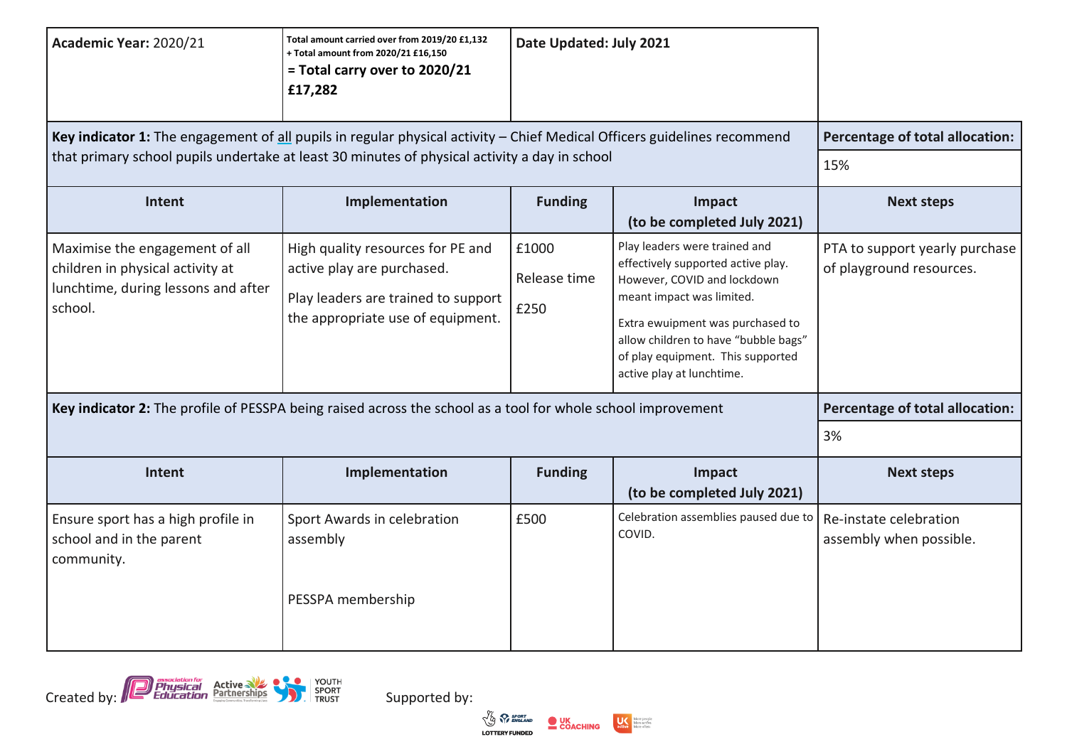| **Academic Year:** 2020/21 | **Total amount carried over from 2019/20 £1,132**<br>**+ Total amount from 2020/21 £16,150**<br>**= Total carry over to 2020/21 £17,282** | **Date Updated: July 2021** | | |
|---|---|---|---|---|
| **Key indicator 1:** The engagement of all pupils in regular physical activity – Chief Medical Officers guidelines recommend that primary school pupils undertake at least 30 minutes of physical activity a day in school | | | | **Percentage of total allocation:**<br>15% |
| **Intent** | **Implementation** | **Funding** | **Impact (to be completed July 2021)** | **Next steps** |
| Maximise the engagement of all children in physical activity at lunchtime, during lessons and after school. | High quality resources for PE and active play are purchased.<br>Play leaders are trained to support the appropriate use of equipment. | £1000<br>Release time<br>£250 | Play leaders were trained and effectively supported active play. However, COVID and lockdown meant impact was limited.<br>Extra ewuipment was purchased to allow children to have "bubble bags" of play equipment. This supported active play at lunchtime. | PTA to support yearly purchase of playground resources. |
| **Key indicator 2:** The profile of PESSPA being raised across the school as a tool for whole school improvement | | | | **Percentage of total allocation:**<br>3% |
| **Intent** | **Implementation** | **Funding** | **Impact (to be completed July 2021)** | **Next steps** |
| Ensure sport has a high profile in school and in the parent community. | Sport Awards in celebration assembly<br>PESSPA membership | £500 | Celebration assemblies paused due to COVID. | Re-instate celebration assembly when possible. |

Created by: association for Physical Education, Active Partnerships, Youth Sport Trust

Supported by: Sport England (Lottery Funded), UK Coaching, UK Active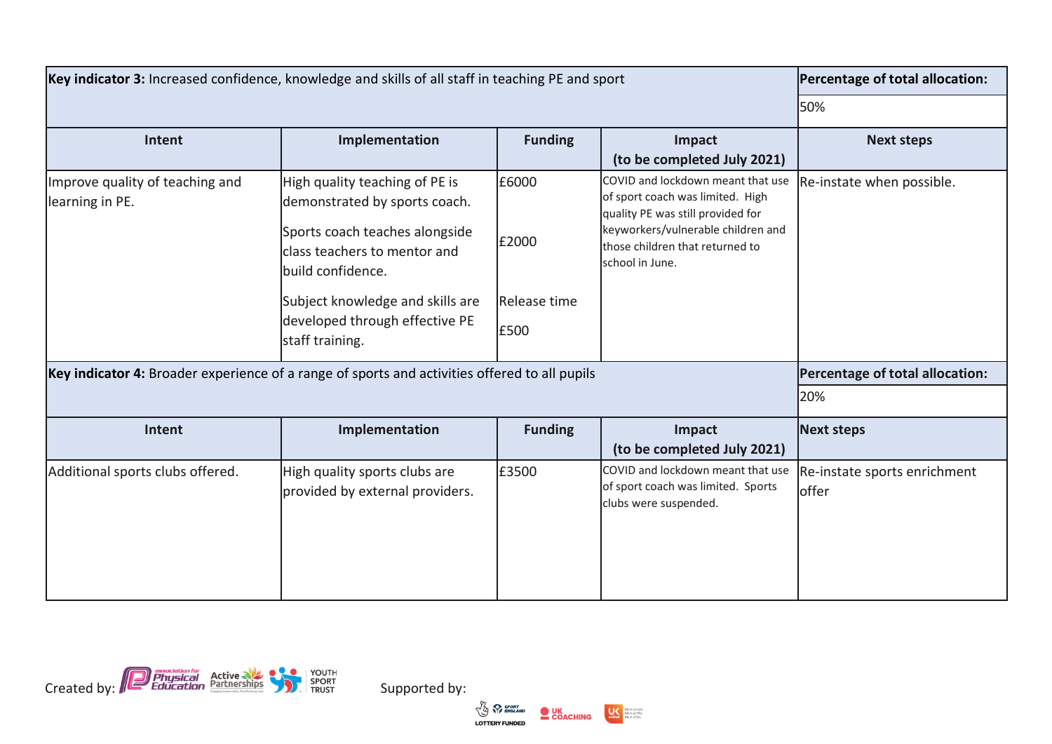| **Key indicator 3:** Increased confidence, knowledge and skills of all staff in teaching PE and sport | | | | **Percentage of total allocation:** |
|---|---|---|---|---|
| | | | | 50% |
| **Intent** | **Implementation** | **Funding** | **Impact (to be completed July 2021)** | **Next steps** |
| Improve quality of teaching and learning in PE. | High quality teaching of PE is demonstrated by sports coach.<br>Sports coach teaches alongside class teachers to mentor and build confidence.<br>Subject knowledge and skills are developed through effective PE staff training. | £6000<br>£2000<br>Release time<br>£500 | COVID and lockdown meant that use of sport coach was limited. High quality PE was still provided for keyworkers/vulnerable children and those children that returned to school in June. | Re-instate when possible. |

| **Key indicator 4:** Broader experience of a range of sports and activities offered to all pupils | | | | **Percentage of total allocation:** |
|---|---|---|---|---|
| | | | | 20% |
| **Intent** | **Implementation** | **Funding** | **Impact (to be completed July 2021)** | **Next steps** |
| Additional sports clubs offered. | High quality sports clubs are provided by external providers. | £3500 | COVID and lockdown meant that use of sport coach was limited. Sports clubs were suspended. | Re-instate sports enrichment offer |

Created by: association for Physical Education, Active Partnerships, Youth Sport Trust

Supported by: Sport England, Lottery Funded, UK Coaching, UK Active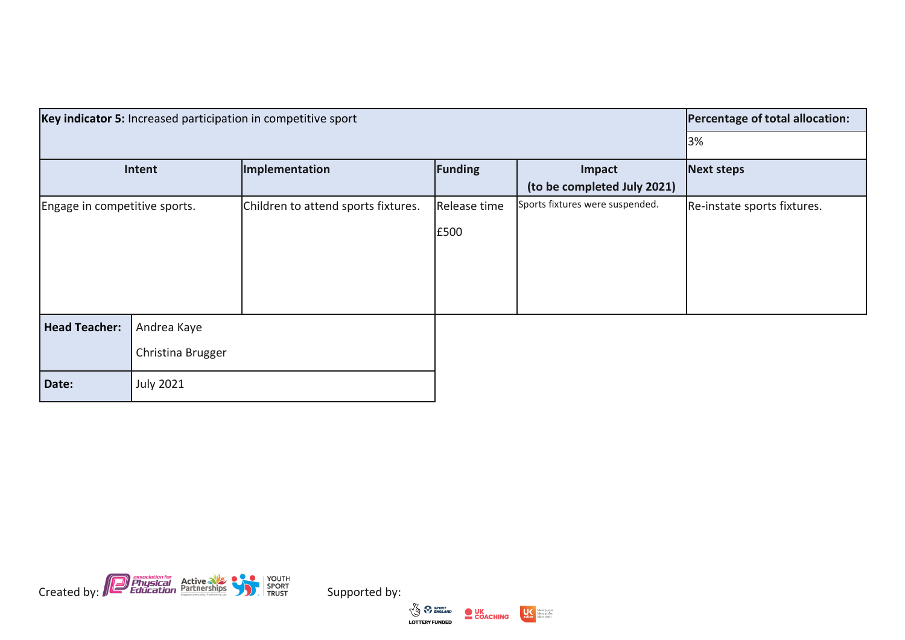| **Key indicator 5:** Increased participation in competitive sport | | | | **Percentage of total allocation:** |
|---|---|---|---|---|
| | | | | 3% |
| **Intent** | **Implementation** | **Funding** | **Impact (to be completed July 2021)** | **Next steps** |
| Engage in competitive sports. | Children to attend sports fixtures. | Release time<br><br>£500 | Sports fixtures were suspended. | Re-instate sports fixtures. |

| | |
|---|---|
| **Head Teacher:** | Andrea Kaye<br><br>Christina Brugger |
| **Date:** | July 2021 |

Created by: association for Physical Education, Active Partnerships, Youth Sport Trust

Supported by: Sport England Lottery Funded, UK Coaching, UK Active